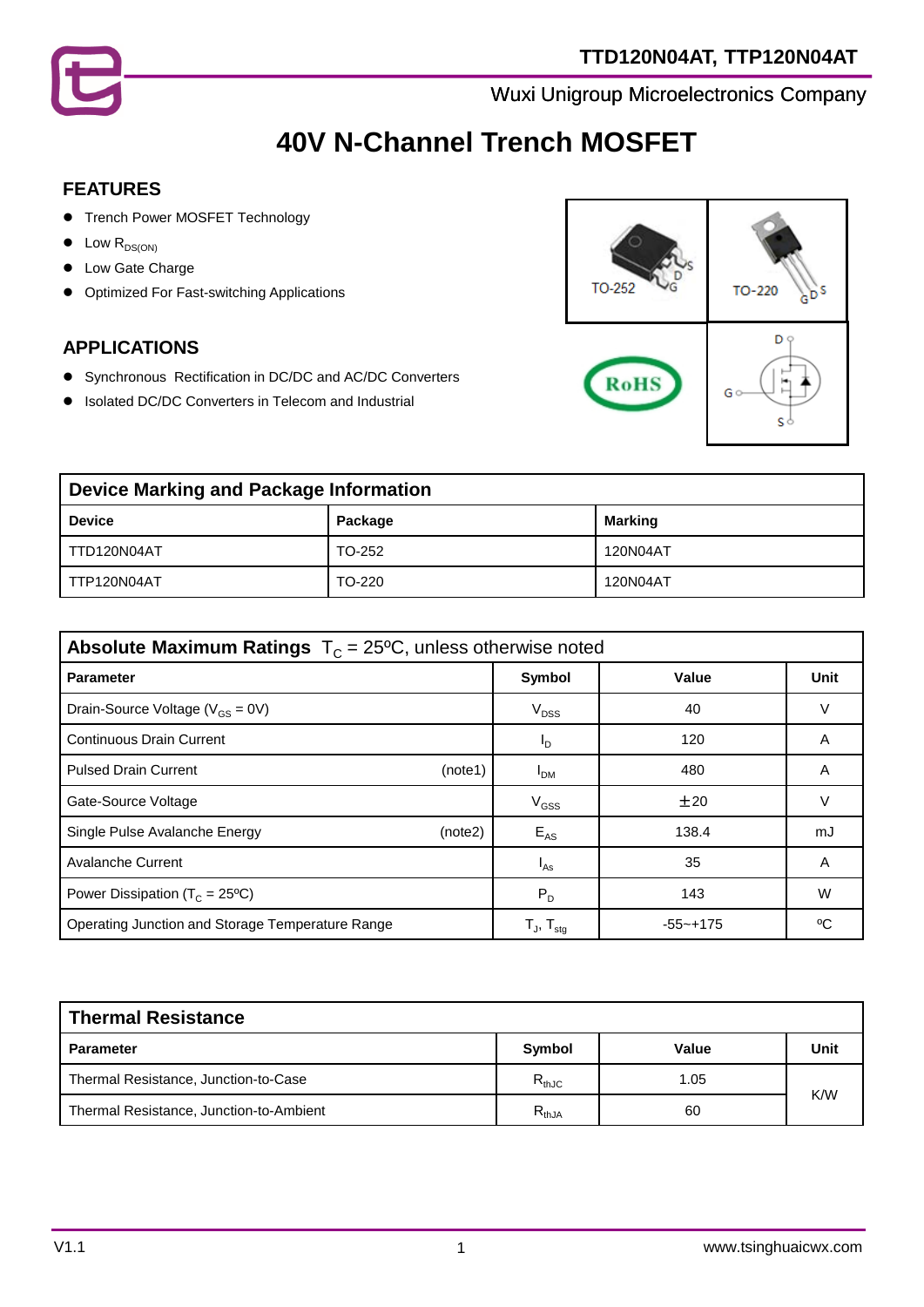# 40V N-Channel Trench MOSFET

## FEATURES

- Trench Power MOSFET Technology
- Low $R_{DS(ON)}$
- Low Gate Charge
- Optimized For Fast-switching Applications

## APPLICATIONS

- Synchronous Rectification in DC/DC and AC/DC Converters
- Isolated DC/DC Converters in Telecom and Industrial

TO-252

TO-220

RoHS

## Device Marking and Package Information

| Device | Package | Marking |
|---|---|---|
| TTD120N04AT | TO-252 | 120N04AT |
| TTP120N04AT | TO-220 | 120N04AT |

## Absolute Maximum Ratings $T_C$ = 25ºC, unless otherwise noted

| Parameter | Symbol | Value | Unit |
|---|---|---|---|
| Drain-Source Voltage ($V_{GS}$ = 0V) | $V_{DSS}$ | 40 | V |
| Continuous Drain Current | $I_D$ | 120 | A |
| Pulsed Drain Current (note1) | $I_{DM}$ | 480 | A |
| Gate-Source Voltage | $V_{GSS}$ | ±20 | V |
| Single Pulse Avalanche Energy (note2) | $E_{AS}$ | 138.4 | mJ |
| Avalanche Current | $I_{AS}$ | 35 | A |
| Power Dissipation ($T_C$ = 25ºC) | $P_D$ | 143 | W |
| Operating Junction and Storage Temperature Range | $T_J$, $T_{stg}$ | -55~+175 | ºC |

## Thermal Resistance

| Parameter | Symbol | Value | Unit |
|---|---|---|---|
| Thermal Resistance, Junction-to-Case | $R_{thJC}$ | 1.05 | K/W |
| Thermal Resistance, Junction-to-Ambient | $R_{thJA}$ | 60 | K/W |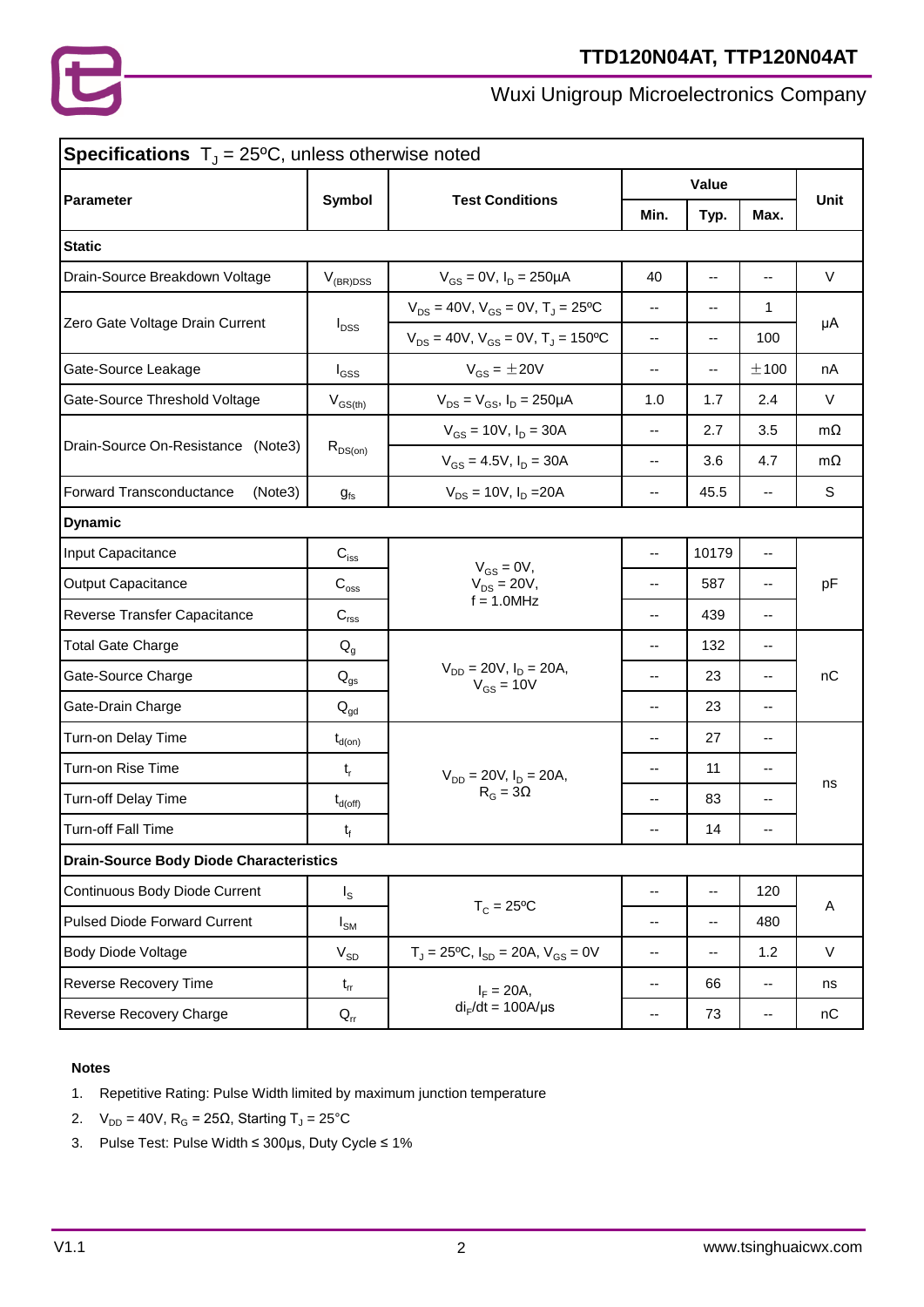**Specifications** $T_J$ = 25ºC, unless otherwise noted

| Parameter | Symbol | Test Conditions | Value | | | Unit |
|---|---|---|---|---|---|---|
| | | | Min. | Typ. | Max. | |
| **Static** | | | | | | |
| Drain-Source Breakdown Voltage | $V_{(BR)DSS}$ | $V_{GS}$ = 0V, $I_D$ = 250µA | 40 | -- | -- | V |
| Zero Gate Voltage Drain Current | $I_{DSS}$ | $V_{DS}$ = 40V, $V_{GS}$ = 0V, $T_J$ = 25ºC | -- | -- | 1 | µA |
| | | $V_{DS}$ = 40V, $V_{GS}$ = 0V, $T_J$ = 150ºC | -- | -- | 100 | |
| Gate-Source Leakage | $I_{GSS}$ | $V_{GS}$ = ±20V | -- | -- | ±100 | nA |
| Gate-Source Threshold Voltage | $V_{GS(th)}$ | $V_{DS}$ = $V_{GS}$, $I_D$ = 250µA | 1.0 | 1.7 | 2.4 | V |
| Drain-Source On-Resistance (Note3) | $R_{DS(on)}$ | $V_{GS}$ = 10V, $I_D$ = 30A | -- | 2.7 | 3.5 | mΩ |
| | | $V_{GS}$ = 4.5V, $I_D$ = 30A | -- | 3.6 | 4.7 | mΩ |
| Forward Transconductance (Note3) | $g_{fs}$ | $V_{DS}$ = 10V, $I_D$ =20A | -- | 45.5 | -- | S |
| **Dynamic** | | | | | | |
| Input Capacitance | $C_{iss}$ | $V_{GS}$ = 0V, $V_{DS}$ = 20V, f = 1.0MHz | -- | 10179 | -- | pF |
| Output Capacitance | $C_{oss}$ | | -- | 587 | -- | |
| Reverse Transfer Capacitance | $C_{rss}$ | | -- | 439 | -- | |
| Total Gate Charge | $Q_g$ | $V_{DD}$ = 20V, $I_D$ = 20A, $V_{GS}$ = 10V | -- | 132 | -- | nC |
| Gate-Source Charge | $Q_{gs}$ | | -- | 23 | -- | |
| Gate-Drain Charge | $Q_{gd}$ | | -- | 23 | -- | |
| Turn-on Delay Time | $t_{d(on)}$ | $V_{DD}$ = 20V, $I_D$ = 20A, $R_G$ = 3Ω | -- | 27 | -- | ns |
| Turn-on Rise Time | $t_r$ | | -- | 11 | -- | |
| Turn-off Delay Time | $t_{d(off)}$ | | -- | 83 | -- | |
| Turn-off Fall Time | $t_f$ | | -- | 14 | -- | |
| **Drain-Source Body Diode Characteristics** | | | | | | |
| Continuous Body Diode Current | $I_S$ | $T_C$ = 25ºC | -- | -- | 120 | A |
| Pulsed Diode Forward Current | $I_{SM}$ | | -- | -- | 480 | |
| Body Diode Voltage | $V_{SD}$ | $T_J$ = 25ºC, $I_{SD}$ = 20A, $V_{GS}$ = 0V | -- | -- | 1.2 | V |
| Reverse Recovery Time | $t_{rr}$ | $I_F$ = 20A, $di_F/dt$ = 100A/µs | -- | 66 | -- | ns |
| Reverse Recovery Charge | $Q_{rr}$ | | -- | 73 | -- | nC |

**Notes**

1. Repetitive Rating: Pulse Width limited by maximum junction temperature
2. $V_{DD}$ = 40V, $R_G$ = 25Ω, Starting $T_J$ = 25°C
3. Pulse Test: Pulse Width ≤ 300µs, Duty Cycle ≤ 1%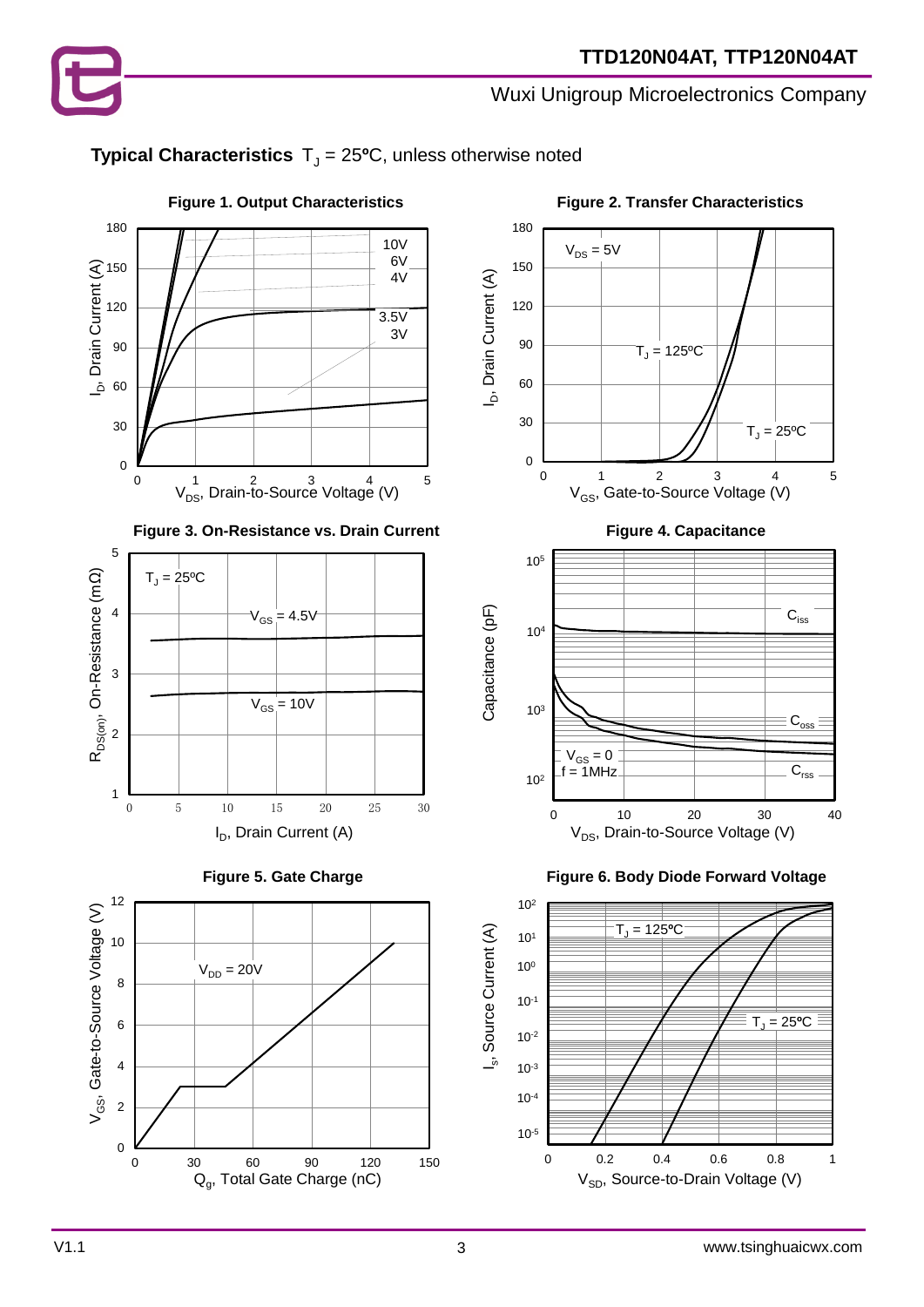## Typical Characteristics $T_J$ = 25ºC, unless otherwise noted

**Figure 1. Output Characteristics**

$I_D$, Drain Current (A)

$V_{DS}$, Drain-to-Source Voltage (V)

180, 150, 120, 90, 60, 30, 0

0, 1, 2, 3, 4, 5

10V
6V
4V
3.5V
3V

**Figure 2. Transfer Characteristics**

$I_D$, Drain Current (A)

$V_{GS}$, Gate-to-Source Voltage (V)

180, 150, 120, 90, 60, 30, 0

0, 1, 2, 3, 4, 5

$V_{DS}$ = 5V

$T_J$ = 125ºC

$T_J$ = 25ºC

**Figure 3. On-Resistance vs. Drain Current**

$R_{DS(on)}$, On-Resistance (mΩ)

$I_D$, Drain Current (A)

5, 4, 3, 2, 1

0, 5, 10, 15, 20, 25, 30

$T_J$ = 25ºC

$V_{GS}$ = 4.5V

$V_{GS}$ = 10V

**Figure 4. Capacitance**

Capacitance (pF)

$V_{DS}$, Drain-to-Source Voltage (V)

$10^5$, $10^4$, $10^3$, $10^2$

0, 10, 20, 30, 40

$C_{iss}$

$C_{oss}$

$C_{rss}$

$V_{GS}$ = 0
f = 1MHz

**Figure 5. Gate Charge**

$V_{GS}$, Gate-to-Source Voltage (V)

$Q_g$, Total Gate Charge (nC)

12, 10, 8, 6, 4, 2, 0

0, 30, 60, 90, 120, 150

$V_{DD}$ = 20V

**Figure 6. Body Diode Forward Voltage**

$I_s$, Source Current (A)

$V_{SD}$, Source-to-Drain Voltage (V)

$10^2$, $10^1$, $10^0$, $10^{-1}$, $10^{-2}$, $10^{-3}$, $10^{-4}$, $10^{-5}$

0, 0.2, 0.4, 0.6, 0.8, 1

$T_J$ = 125ºC

$T_J$ = 25ºC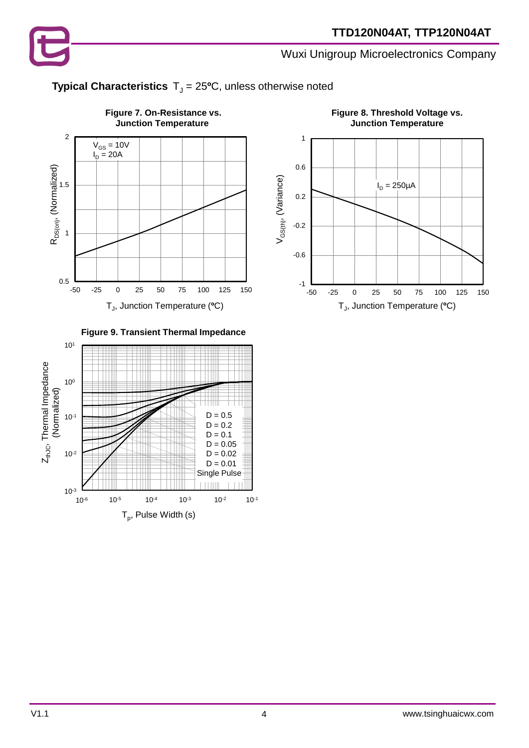**Typical Characteristics** $T_J$ = 25ºC, unless otherwise noted

**Figure 7. On-Resistance vs. Junction Temperature**

$V_{GS}$ = 10V
$I_D$ = 20A

$R_{DS(on)}$, (Normalized)

2
1.5
1
0.5

-50 -25 0 25 50 75 100 125 150

$T_J$, Junction Temperature (ºC)

**Figure 8. Threshold Voltage vs. Junction Temperature**

$I_D$ = 250μA

$V_{GS(th)}$, (Variance)

1
0.6
0.2
-0.2
-0.6
-1

-50 -25 0 25 50 75 100 125 150

$T_J$, Junction Temperature (ºC)

**Figure 9. Transient Thermal Impedance**

$Z_{thJC}$, Thermal Impedance (Normalized)

$10^1$
$10^0$
$10^{-1}$
$10^{-2}$
$10^{-3}$

D = 0.5
D = 0.2
D = 0.1
D = 0.05
D = 0.02
D = 0.01
Single Pulse

$10^{-6}$ $10^{-5}$ $10^{-4}$ $10^{-3}$ $10^{-2}$ $10^{-1}$

$T_p$, Pulse Width (s)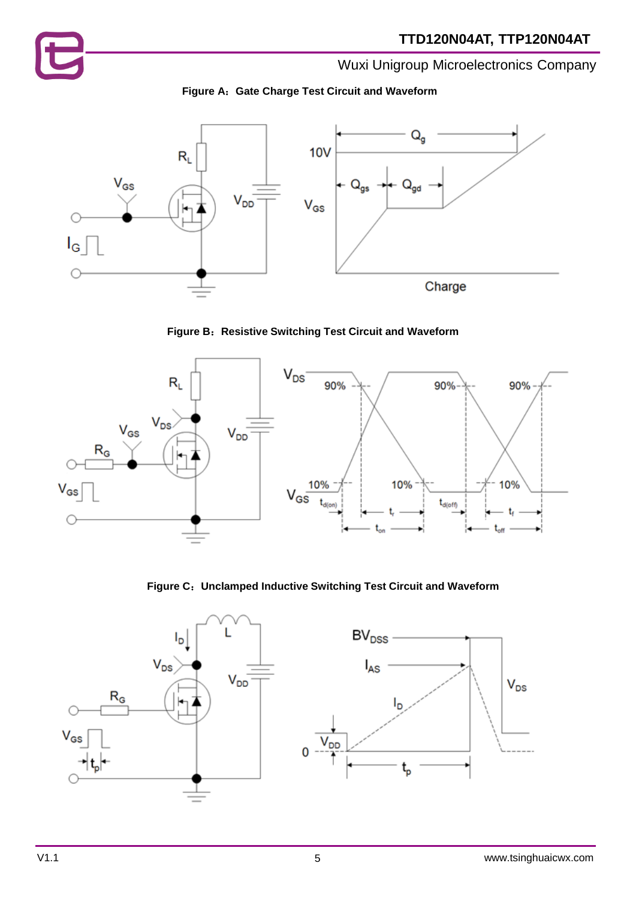**Figure A：Gate Charge Test Circuit and Waveform**

$R_L$

$V_{GS}$

$V_{DD}$

$I_G$

$Q_g$

10V

$Q_{gs}$

$Q_{gd}$

$V_{GS}$

Charge

**Figure B：Resistive Switching Test Circuit and Waveform**

$R_L$

$V_{DS}$

$V_{GS}$

$R_G$

$V_{DD}$

$V_{GS}$

$V_{DS}$

90%

90%

90%

10%

10%

10%

$V_{GS}$

$t_{d(on)}$

$t_r$

$t_{d(off)}$

$t_f$

$t_{on}$

$t_{off}$

**Figure C：Unclamped Inductive Switching Test Circuit and Waveform**

$I_D$

L

$V_{DS}$

$V_{DD}$

$R_G$

$V_{GS}$

$t_p$

$BV_{DSS}$

$I_{AS}$

$I_D$

$V_{DS}$

$V_{DD}$

0

$t_p$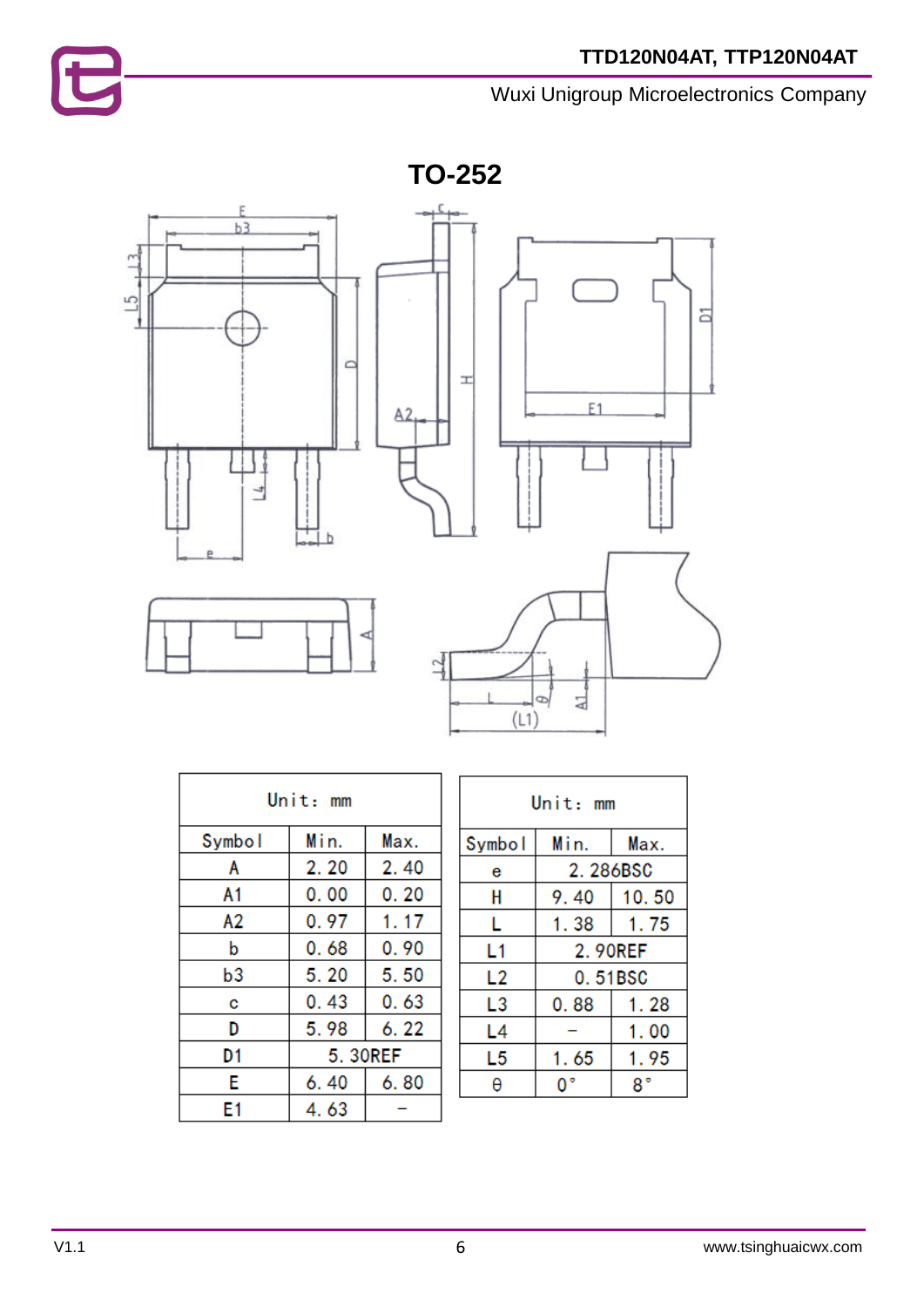# TO-252

E
b3
L3
L5
D
c
H
A2
D1
E1
L4
e
b
A
L2
L
θ
A1
(L1)

| Unit: mm | | |
|---|---|---|
| Symbol | Min. | Max. |
| A | 2.20 | 2.40 |
| A1 | 0.00 | 0.20 |
| A2 | 0.97 | 1.17 |
| b | 0.68 | 0.90 |
| b3 | 5.20 | 5.50 |
| c | 0.43 | 0.63 |
| D | 5.98 | 6.22 |
| D1 | 5.30REF | |
| E | 6.40 | 6.80 |
| E1 | 4.63 | – |

| Unit: mm | | |
|---|---|---|
| Symbol | Min. | Max. |
| e | 2.286BSC | |
| H | 9.40 | 10.50 |
| L | 1.38 | 1.75 |
| L1 | 2.90REF | |
| L2 | 0.51BSC | |
| L3 | 0.88 | 1.28 |
| L4 | – | 1.00 |
| L5 | 1.65 | 1.95 |
| θ | 0° | 8° |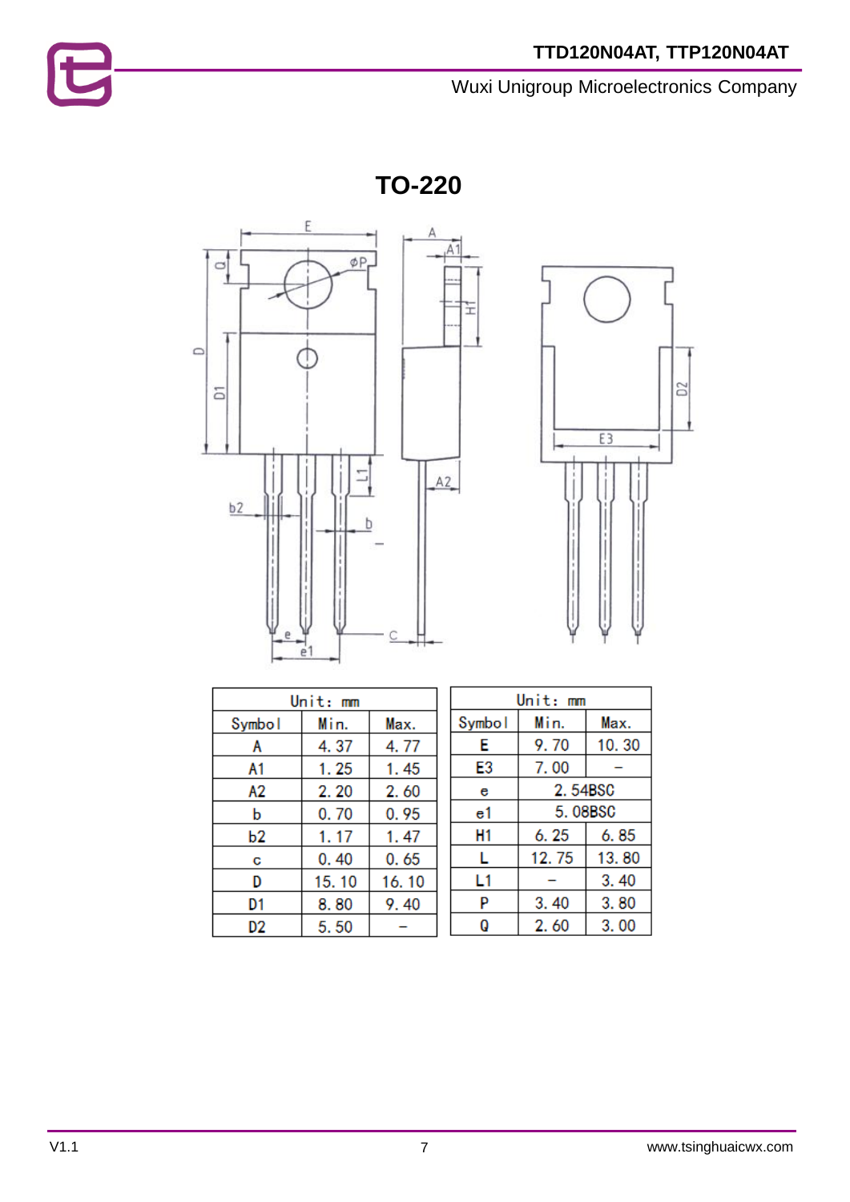# TO-220

E
A
A1
Q
ΦP
H1
D
D1
D2
E3
L1
A2
b2
b
L
e
e1
C

| Unit: mm | | |
|---|---|---|
| Symbol | Min. | Max. |
| A | 4.37 | 4.77 |
| A1 | 1.25 | 1.45 |
| A2 | 2.20 | 2.60 |
| b | 0.70 | 0.95 |
| b2 | 1.17 | 1.47 |
| c | 0.40 | 0.65 |
| D | 15.10 | 16.10 |
| D1 | 8.80 | 9.40 |
| D2 | 5.50 | – |

| Unit: mm | | |
|---|---|---|
| Symbol | Min. | Max. |
| E | 9.70 | 10.30 |
| E3 | 7.00 | – |
| e | 2.54BSC | |
| e1 | 5.08BSC | |
| H1 | 6.25 | 6.85 |
| L | 12.75 | 13.80 |
| L1 | – | 3.40 |
| P | 3.40 | 3.80 |
| Q | 2.60 | 3.00 |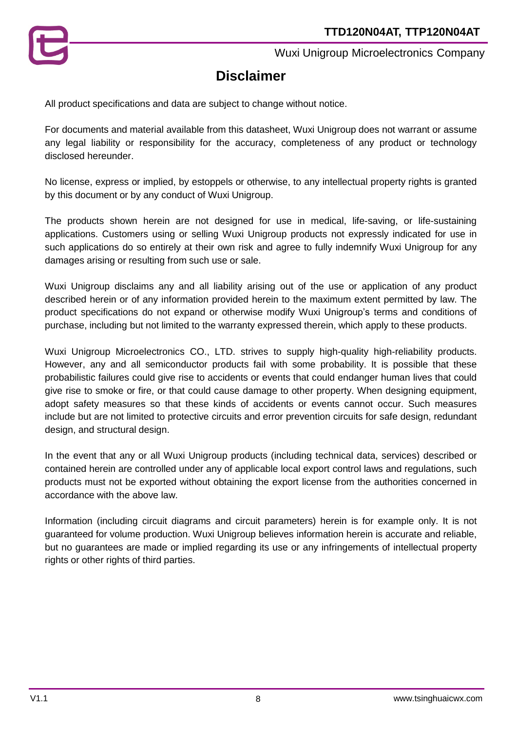# Disclaimer

All product specifications and data are subject to change without notice.

For documents and material available from this datasheet, Wuxi Unigroup does not warrant or assume any legal liability or responsibility for the accuracy, completeness of any product or technology disclosed hereunder.

No license, express or implied, by estoppels or otherwise, to any intellectual property rights is granted by this document or by any conduct of Wuxi Unigroup.

The products shown herein are not designed for use in medical, life-saving, or life-sustaining applications. Customers using or selling Wuxi Unigroup products not expressly indicated for use in such applications do so entirely at their own risk and agree to fully indemnify Wuxi Unigroup for any damages arising or resulting from such use or sale.

Wuxi Unigroup disclaims any and all liability arising out of the use or application of any product described herein or of any information provided herein to the maximum extent permitted by law. The product specifications do not expand or otherwise modify Wuxi Unigroup's terms and conditions of purchase, including but not limited to the warranty expressed therein, which apply to these products.

Wuxi Unigroup Microelectronics CO., LTD. strives to supply high-quality high-reliability products. However, any and all semiconductor products fail with some probability. It is possible that these probabilistic failures could give rise to accidents or events that could endanger human lives that could give rise to smoke or fire, or that could cause damage to other property. When designing equipment, adopt safety measures so that these kinds of accidents or events cannot occur. Such measures include but are not limited to protective circuits and error prevention circuits for safe design, redundant design, and structural design.

In the event that any or all Wuxi Unigroup products (including technical data, services) described or contained herein are controlled under any of applicable local export control laws and regulations, such products must not be exported without obtaining the export license from the authorities concerned in accordance with the above law.

Information (including circuit diagrams and circuit parameters) herein is for example only. It is not guaranteed for volume production. Wuxi Unigroup believes information herein is accurate and reliable, but no guarantees are made or implied regarding its use or any infringements of intellectual property rights or other rights of third parties.